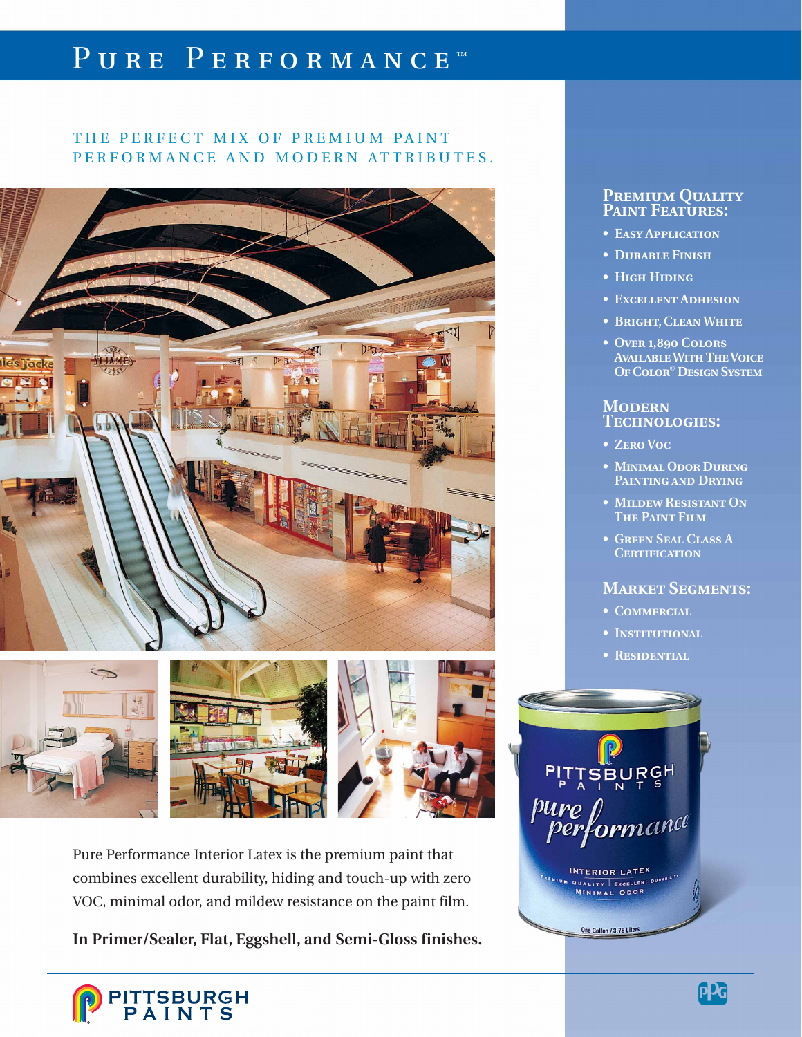# Pure Performance™

## THE PERFECT MIX OF PREMIUM PAINT PERFORMANCE AND MODERN ATTRIBUTES.

Pure Performance Interior Latex is the premium paint that combines excellent durability, hiding and touch-up with zero VOC, minimal odor, and mildew resistance on the paint film.

**In Primer/Sealer, Flat, Eggshell, and Semi-Gloss finishes.**

### Premium Quality Paint Features:

- Easy Application
- Durable Finish
- High Hiding
- Excellent Adhesion
- Bright, Clean White
- Over 1,890 Colors Available With The Voice Of Color® Design System

### Modern Technologies:

- Zero Voc
- Minimal Odor During Painting and Drying
- Mildew Resistant On The Paint Film
- Green Seal Class A Certification

### Market Segments:

- Commercial
- Institutional
- Residential

Pittsburgh Paints

PPG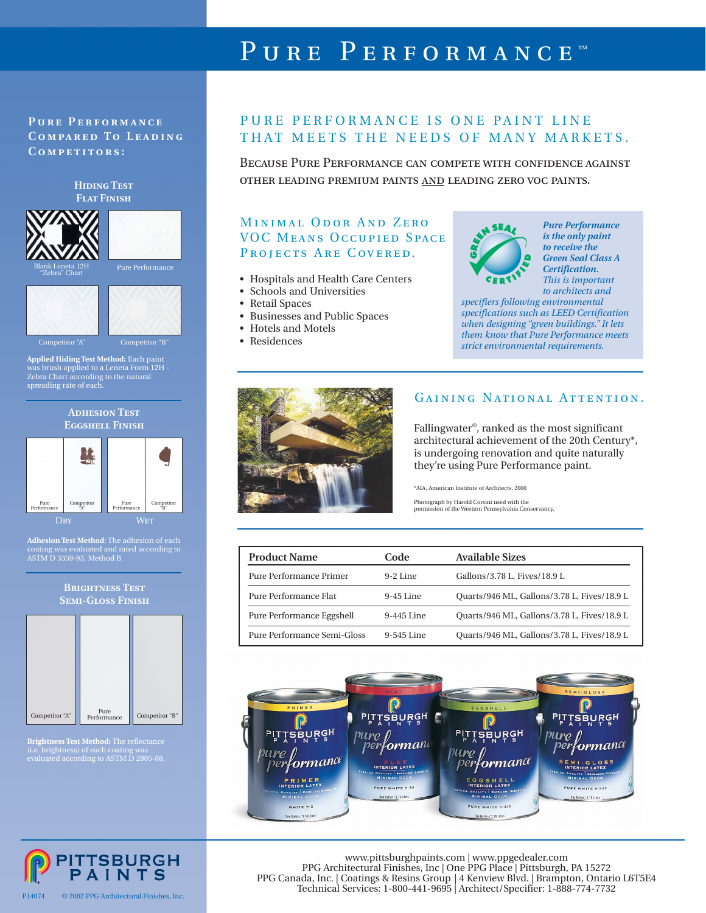# Pure Performance™

## Pure Performance Compared To Leading Competitors:

### Hiding Test
### Flat Finish

Blank Leneta 12H "Zebra" Chart

Pure Performance

Competitor "A"

Competitor "B"

**Applied Hiding Test Method:** Each paint was brush applied to a Leneta Form 12H - Zebra Chart according to the natural spreading rate of each.

### Adhesion Test
### Eggshell Finish

Pure Performance | Competitor "A" | Pure Performance | Competitor "B"

Dry | Wet

**Adhesion Test Method**: The adhesion of each coating was evaluated and rated according to ASTM D 3359-93, Method B.

### Brightness Test
### Semi-Gloss Finish

Competitor "A" | Pure Performance | Competitor "B"

**Brightness Test Method:** The reflectance (i.e. brightness) of each coating was evaluated according to ASTM D 2805-88.

## Pure Performance is one paint line that meets the needs of many markets.

Because Pure Performance can compete with confidence against other leading premium paints AND leading zero VOC paints.

### Minimal Odor And Zero VOC Means Occupied Space Projects Are Covered.

- Hospitals and Health Care Centers
- Schools and Universities
- Retail Spaces
- Businesses and Public Spaces
- Hotels and Motels
- Residences

*Pure Performance is the only paint to receive the* ***Green Seal Class A Certification.*** *This is important to architects and specifiers following environmental specifications such as LEED Certification when designing "green buildings." It lets them know that Pure Performance meets strict environmental requirements.*

### Gaining National Attention.

Fallingwater®, ranked as the most significant architectural achievement of the 20th Century*, is undergoing renovation and quite naturally they're using Pure Performance paint.

*AIA, American Institute of Architects, 2000

Photograph by Harold Corsini used with the permission of the Western Pennsylvania Conservancy.

| Product Name | Code | Available Sizes |
|---|---|---|
| Pure Performance Primer | 9-2 Line | Gallons/3.78 L, Fives/18.9 L |
| Pure Performance Flat | 9-45 Line | Quarts/946 ML, Gallons/3.78 L, Fives/18.9 L |
| Pure Performance Eggshell | 9-445 Line | Quarts/946 ML, Gallons/3.78 L, Fives/18.9 L |
| Pure Performance Semi-Gloss | 9-545 Line | Quarts/946 ML, Gallons/3.78 L, Fives/18.9 L |

Pittsburgh Paints

P14074 © 2002 PPG Architectural Finishes, Inc.

www.pittsburghpaints.com | www.ppgedealer.com
PPG Architectural Finishes, Inc | One PPG Place | Pittsburgh, PA 15272
PPG Canada, Inc. | Coatings & Resins Group | 4 Kenview Blvd. | Brampton, Ontario L6T5E4
Technical Services: 1-800-441-9695 | Architect/Specifier: 1-888-774-7732